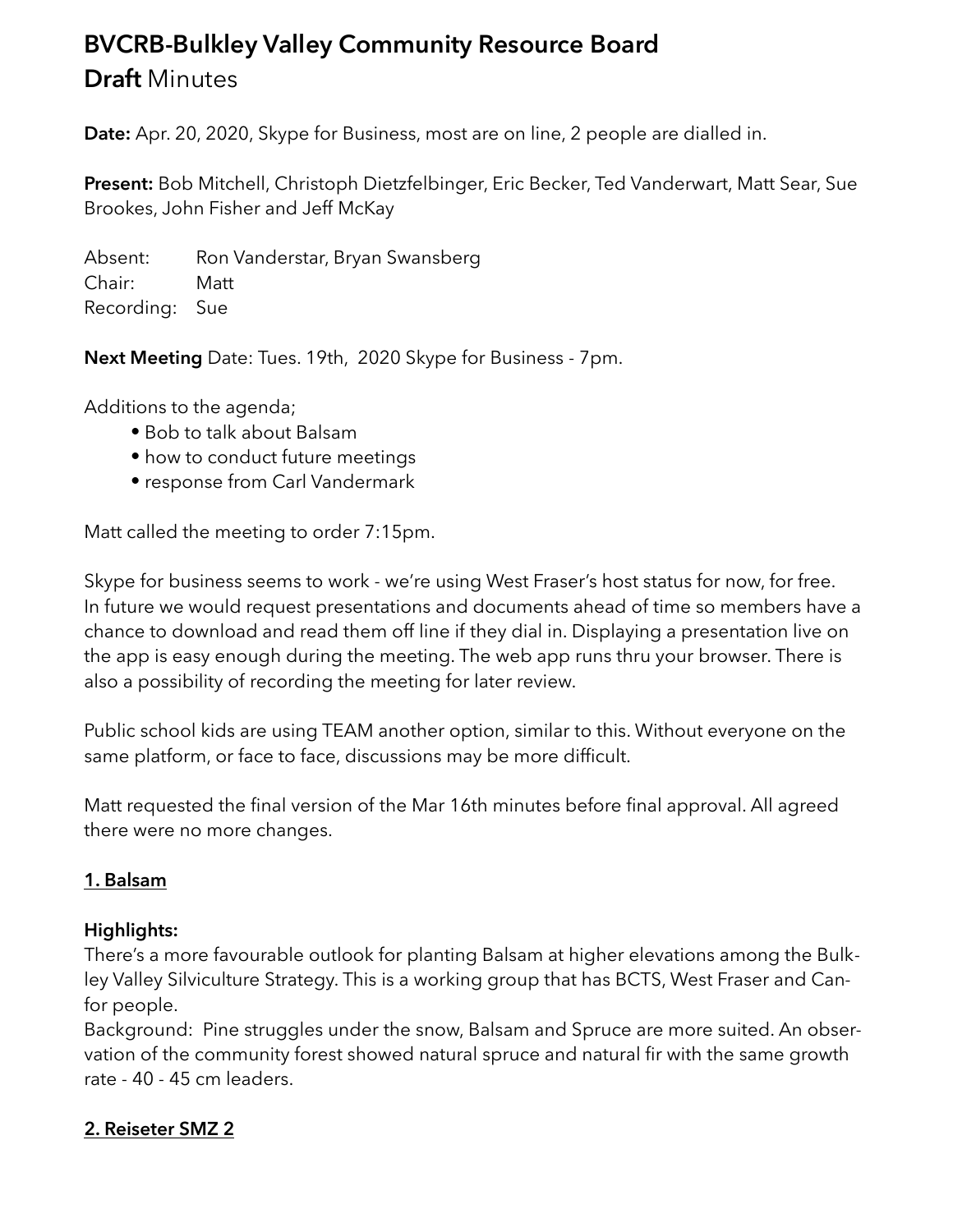# BVCRB-Bulkley Valley Community Resource Board

## **Draft** Minutes

**Date:** Apr. 20, 2020, Skype for Business, most are on line, 2 people are dialled in.

**Present:** Bob Mitchell, Christoph Dietzfelbinger, Eric Becker, Ted Vanderwart, Matt Sear, Sue Brookes, John Fisher and Jeff McKay

Absent: Ron Vanderstar, Bryan Swansberg
Chair: Matt
Recording: Sue

**Next Meeting** Date: Tues. 19th, 2020 Skype for Business - 7pm.

Additions to the agenda;

- Bob to talk about Balsam
- how to conduct future meetings
- response from Carl Vandermark

Matt called the meeting to order 7:15pm.

Skype for business seems to work - we're using West Fraser's host status for now, for free. In future we would request presentations and documents ahead of time so members have a chance to download and read them off line if they dial in. Displaying a presentation live on the app is easy enough during the meeting. The web app runs thru your browser. There is also a possibility of recording the meeting for later review.

Public school kids are using TEAM another option, similar to this. Without everyone on the same platform, or face to face, discussions may be more difficult.

Matt requested the final version of the Mar 16th minutes before final approval. All agreed there were no more changes.

### 1. Balsam

**Highlights:**
There's a more favourable outlook for planting Balsam at higher elevations among the Bulkley Valley Silviculture Strategy. This is a working group that has BCTS, West Fraser and Canfor people.
Background: Pine struggles under the snow, Balsam and Spruce are more suited. An observation of the community forest showed natural spruce and natural fir with the same growth rate - 40 - 45 cm leaders.

### 2. Reiseter SMZ 2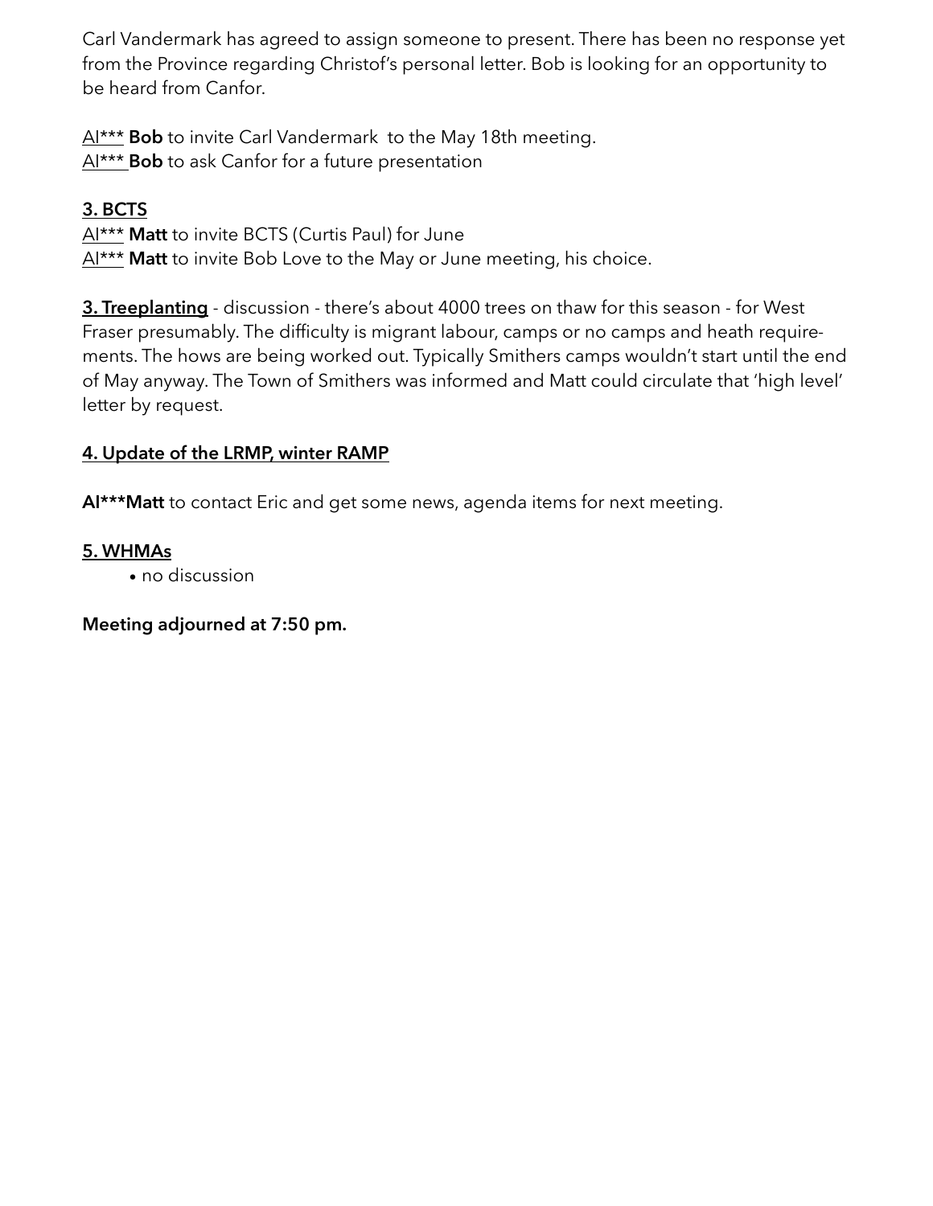Carl Vandermark has agreed to assign someone to present. There has been no response yet from the Province regarding Christof's personal letter. Bob is looking for an opportunity to be heard from Canfor.

AI*** **Bob** to invite Carl Vandermark to the May 18th meeting.
AI*** **Bob** to ask Canfor for a future presentation

**3. BCTS**

AI*** **Matt** to invite BCTS (Curtis Paul) for June
AI*** **Matt** to invite Bob Love to the May or June meeting, his choice.

**3. Treeplanting** - discussion - there's about 4000 trees on thaw for this season - for West Fraser presumably. The difficulty is migrant labour, camps or no camps and heath requirements. The hows are being worked out. Typically Smithers camps wouldn't start until the end of May anyway. The Town of Smithers was informed and Matt could circulate that 'high level' letter by request.

**4. Update of the LRMP, winter RAMP**

**AI***Matt** to contact Eric and get some news, agenda items for next meeting.

**5. WHMAs**

- no discussion

**Meeting adjourned at 7:50 pm.**